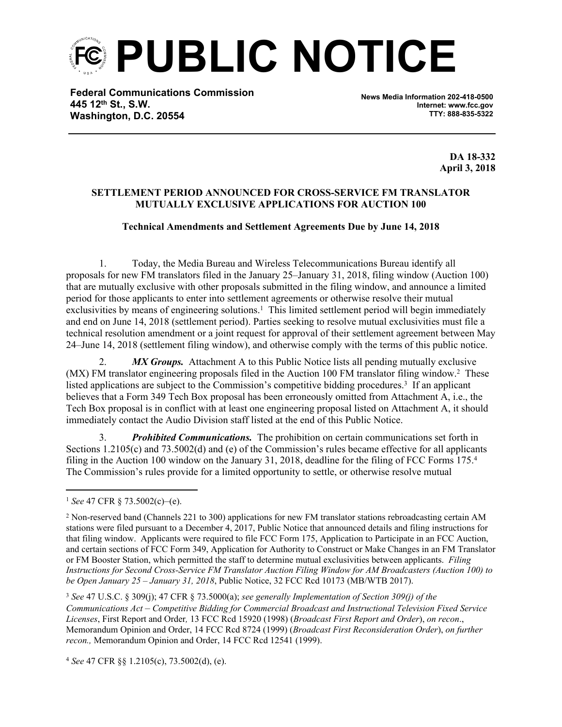# PUBLIC NOTICE

**Federal Communications Commission**
**445 12th St., S.W.**
**Washington, D.C. 20554**

**News Media Information 202-418-0500**
**Internet: www.fcc.gov**
**TTY: 888-835-5322**

**DA 18-332**
**April 3, 2018**

**SETTLEMENT PERIOD ANNOUNCED FOR CROSS-SERVICE FM TRANSLATOR MUTUALLY EXCLUSIVE APPLICATIONS FOR AUCTION 100**

**Technical Amendments and Settlement Agreements Due by June 14, 2018**

1. Today, the Media Bureau and Wireless Telecommunications Bureau identify all proposals for new FM translators filed in the January 25–January 31, 2018, filing window (Auction 100) that are mutually exclusive with other proposals submitted in the filing window, and announce a limited period for those applicants to enter into settlement agreements or otherwise resolve their mutual exclusivities by means of engineering solutions.[1] This limited settlement period will begin immediately and end on June 14, 2018 (settlement period). Parties seeking to resolve mutual exclusivities must file a technical resolution amendment or a joint request for approval of their settlement agreement between May 24–June 14, 2018 (settlement filing window), and otherwise comply with the terms of this public notice.

2. ***MX Groups.*** Attachment A to this Public Notice lists all pending mutually exclusive (MX) FM translator engineering proposals filed in the Auction 100 FM translator filing window.[2] These listed applications are subject to the Commission's competitive bidding procedures.[3] If an applicant believes that a Form 349 Tech Box proposal has been erroneously omitted from Attachment A, i.e., the Tech Box proposal is in conflict with at least one engineering proposal listed on Attachment A, it should immediately contact the Audio Division staff listed at the end of this Public Notice.

3. ***Prohibited Communications.*** The prohibition on certain communications set forth in Sections 1.2105(c) and 73.5002(d) and (e) of the Commission's rules became effective for all applicants filing in the Auction 100 window on the January 31, 2018, deadline for the filing of FCC Forms 175.[4] The Commission's rules provide for a limited opportunity to settle, or otherwise resolve mutual

---

[1] *See* 47 CFR § 73.5002(c)–(e).

[2] Non-reserved band (Channels 221 to 300) applications for new FM translator stations rebroadcasting certain AM stations were filed pursuant to a December 4, 2017, Public Notice that announced details and filing instructions for that filing window. Applicants were required to file FCC Form 175, Application to Participate in an FCC Auction, and certain sections of FCC Form 349, Application for Authority to Construct or Make Changes in an FM Translator or FM Booster Station, which permitted the staff to determine mutual exclusivities between applicants. *Filing Instructions for Second Cross-Service FM Translator Auction Filing Window for AM Broadcasters (Auction 100) to be Open January 25 – January 31, 2018*, Public Notice, 32 FCC Rcd 10173 (MB/WTB 2017).

[3] *See* 47 U.S.C. § 309(j); 47 CFR § 73.5000(a); *see generally Implementation of Section 309(j) of the Communications Act – Competitive Bidding for Commercial Broadcast and Instructional Television Fixed Service Licenses*, First Report and Order*,* 13 FCC Rcd 15920 (1998) (*Broadcast First Report and Order*), *on recon*., Memorandum Opinion and Order, 14 FCC Rcd 8724 (1999) (*Broadcast First Reconsideration Order*), *on further recon.,* Memorandum Opinion and Order, 14 FCC Rcd 12541 (1999).

[4] *See* 47 CFR §§ 1.2105(c), 73.5002(d), (e).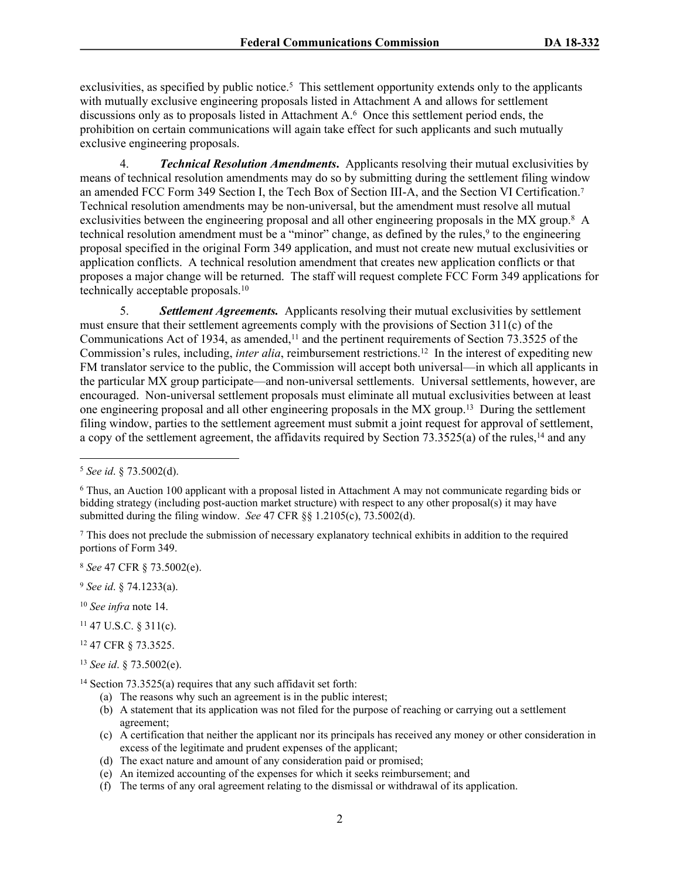exclusivities, as specified by public notice.[5] This settlement opportunity extends only to the applicants with mutually exclusive engineering proposals listed in Attachment A and allows for settlement discussions only as to proposals listed in Attachment A.[6] Once this settlement period ends, the prohibition on certain communications will again take effect for such applicants and such mutually exclusive engineering proposals.

4. ***Technical Resolution Amendments***. Applicants resolving their mutual exclusivities by means of technical resolution amendments may do so by submitting during the settlement filing window an amended FCC Form 349 Section I, the Tech Box of Section III-A, and the Section VI Certification.[7] Technical resolution amendments may be non-universal, but the amendment must resolve all mutual exclusivities between the engineering proposal and all other engineering proposals in the MX group.[8] A technical resolution amendment must be a "minor" change, as defined by the rules,[9] to the engineering proposal specified in the original Form 349 application, and must not create new mutual exclusivities or application conflicts. A technical resolution amendment that creates new application conflicts or that proposes a major change will be returned. The staff will request complete FCC Form 349 applications for technically acceptable proposals.[10]

5. ***Settlement Agreements.*** Applicants resolving their mutual exclusivities by settlement must ensure that their settlement agreements comply with the provisions of Section 311(c) of the Communications Act of 1934, as amended,[11] and the pertinent requirements of Section 73.3525 of the Commission's rules, including, *inter alia*, reimbursement restrictions.[12] In the interest of expediting new FM translator service to the public, the Commission will accept both universal—in which all applicants in the particular MX group participate—and non-universal settlements. Universal settlements, however, are encouraged. Non-universal settlement proposals must eliminate all mutual exclusivities between at least one engineering proposal and all other engineering proposals in the MX group.[13] During the settlement filing window, parties to the settlement agreement must submit a joint request for approval of settlement, a copy of the settlement agreement, the affidavits required by Section 73.3525(a) of the rules,[14] and any

---

[5] *See id*. § 73.5002(d).

[6] Thus, an Auction 100 applicant with a proposal listed in Attachment A may not communicate regarding bids or bidding strategy (including post-auction market structure) with respect to any other proposal(s) it may have submitted during the filing window. *See* 47 CFR §§ 1.2105(c), 73.5002(d).

[7] This does not preclude the submission of necessary explanatory technical exhibits in addition to the required portions of Form 349.

[8] *See* 47 CFR § 73.5002(e).

[9] *See id*. § 74.1233(a).

[10] *See infra* note 14.

[11] 47 U.S.C. § 311(c).

[12] 47 CFR § 73.3525.

[13] *See id*. § 73.5002(e).

[14] Section 73.3525(a) requires that any such affidavit set forth:

(a) The reasons why such an agreement is in the public interest;
(b) A statement that its application was not filed for the purpose of reaching or carrying out a settlement agreement;
(c) A certification that neither the applicant nor its principals has received any money or other consideration in excess of the legitimate and prudent expenses of the applicant;
(d) The exact nature and amount of any consideration paid or promised;
(e) An itemized accounting of the expenses for which it seeks reimbursement; and
(f) The terms of any oral agreement relating to the dismissal or withdrawal of its application.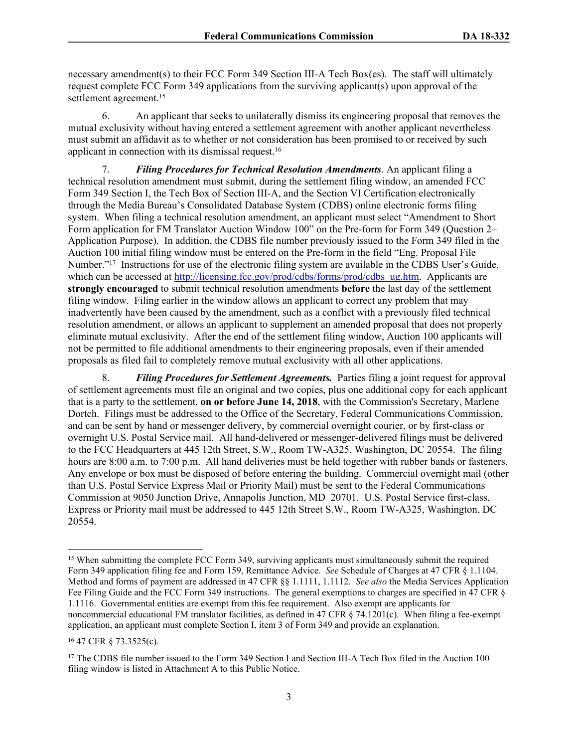necessary amendment(s) to their FCC Form 349 Section III-A Tech Box(es). The staff will ultimately request complete FCC Form 349 applications from the surviving applicant(s) upon approval of the settlement agreement.[15]

6. An applicant that seeks to unilaterally dismiss its engineering proposal that removes the mutual exclusivity without having entered a settlement agreement with another applicant nevertheless must submit an affidavit as to whether or not consideration has been promised to or received by such applicant in connection with its dismissal request.[16]

7. ***Filing Procedures for Technical Resolution Amendments***. An applicant filing a technical resolution amendment must submit, during the settlement filing window, an amended FCC Form 349 Section I, the Tech Box of Section III-A, and the Section VI Certification electronically through the Media Bureau's Consolidated Database System (CDBS) online electronic forms filing system. When filing a technical resolution amendment, an applicant must select "Amendment to Short Form application for FM Translator Auction Window 100" on the Pre-form for Form 349 (Question 2–Application Purpose). In addition, the CDBS file number previously issued to the Form 349 filed in the Auction 100 initial filing window must be entered on the Pre-form in the field "Eng. Proposal File Number."[17] Instructions for use of the electronic filing system are available in the CDBS User's Guide, which can be accessed at http://licensing.fcc.gov/prod/cdbs/forms/prod/cdbs_ug.htm. Applicants are **strongly encouraged** to submit technical resolution amendments **before** the last day of the settlement filing window. Filing earlier in the window allows an applicant to correct any problem that may inadvertently have been caused by the amendment, such as a conflict with a previously filed technical resolution amendment, or allows an applicant to supplement an amended proposal that does not properly eliminate mutual exclusivity. After the end of the settlement filing window, Auction 100 applicants will not be permitted to file additional amendments to their engineering proposals, even if their amended proposals as filed fail to completely remove mutual exclusivity with all other applications.

8. ***Filing Procedures for Settlement Agreements.*** Parties filing a joint request for approval of settlement agreements must file an original and two copies, plus one additional copy for each applicant that is a party to the settlement, **on or before June 14, 2018**, with the Commission's Secretary, Marlene Dortch. Filings must be addressed to the Office of the Secretary, Federal Communications Commission, and can be sent by hand or messenger delivery, by commercial overnight courier, or by first-class or overnight U.S. Postal Service mail. All hand-delivered or messenger-delivered filings must be delivered to the FCC Headquarters at 445 12th Street, S.W., Room TW-A325, Washington, DC 20554. The filing hours are 8:00 a.m. to 7:00 p.m. All hand deliveries must be held together with rubber bands or fasteners. Any envelope or box must be disposed of before entering the building. Commercial overnight mail (other than U.S. Postal Service Express Mail or Priority Mail) must be sent to the Federal Communications Commission at 9050 Junction Drive, Annapolis Junction, MD 20701. U.S. Postal Service first-class, Express or Priority mail must be addressed to 445 12th Street S.W., Room TW-A325, Washington, DC 20554.

---

[15] When submitting the complete FCC Form 349, surviving applicants must simultaneously submit the required Form 349 application filing fee and Form 159, Remittance Advice. *See* Schedule of Charges at 47 CFR § 1.1104. Method and forms of payment are addressed in 47 CFR §§ 1.1111, 1.1112. *See also* the Media Services Application Fee Filing Guide and the FCC Form 349 instructions. The general exemptions to charges are specified in 47 CFR § 1.1116. Governmental entities are exempt from this fee requirement. Also exempt are applicants for noncommercial educational FM translator facilities, as defined in 47 CFR § 74.1201(c). When filing a fee-exempt application, an applicant must complete Section I, item 3 of Form 349 and provide an explanation.

[16] 47 CFR § 73.3525(c).

[17] The CDBS file number issued to the Form 349 Section I and Section III-A Tech Box filed in the Auction 100 filing window is listed in Attachment A to this Public Notice.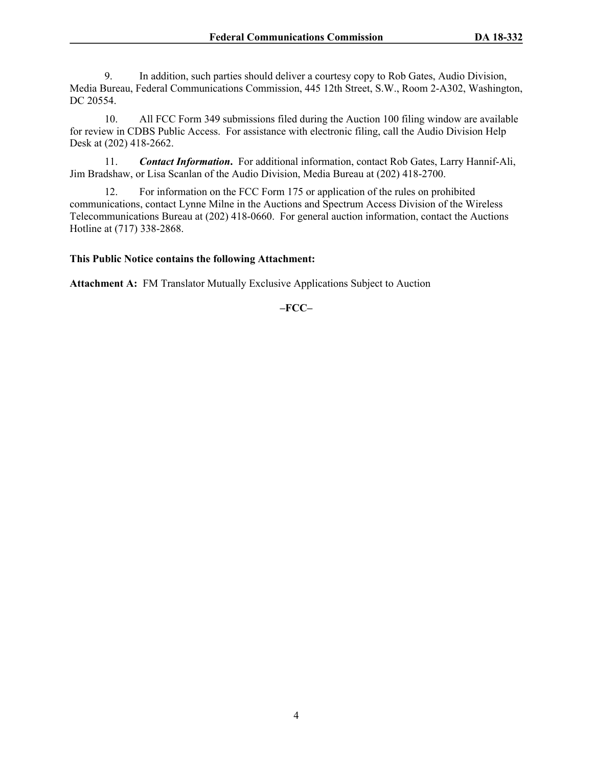9. In addition, such parties should deliver a courtesy copy to Rob Gates, Audio Division, Media Bureau, Federal Communications Commission, 445 12th Street, S.W., Room 2-A302, Washington, DC 20554.

10. All FCC Form 349 submissions filed during the Auction 100 filing window are available for review in CDBS Public Access. For assistance with electronic filing, call the Audio Division Help Desk at (202) 418-2662.

11. ***Contact Information*.** For additional information, contact Rob Gates, Larry Hannif-Ali, Jim Bradshaw, or Lisa Scanlan of the Audio Division, Media Bureau at (202) 418-2700.

12. For information on the FCC Form 175 or application of the rules on prohibited communications, contact Lynne Milne in the Auctions and Spectrum Access Division of the Wireless Telecommunications Bureau at (202) 418-0660. For general auction information, contact the Auctions Hotline at (717) 338-2868.

**This Public Notice contains the following Attachment:**

**Attachment A:** FM Translator Mutually Exclusive Applications Subject to Auction

**–FCC–**